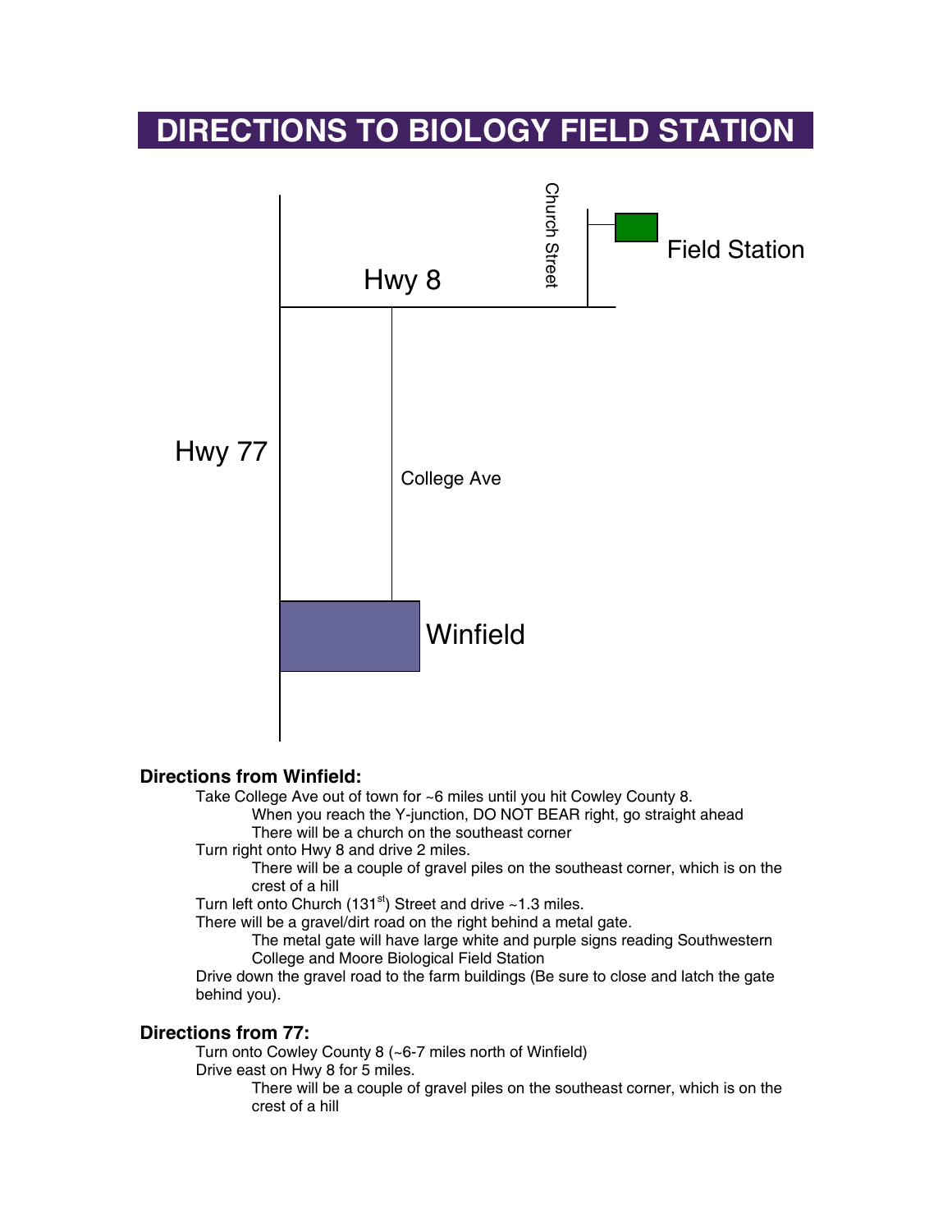# DIRECTIONS TO BIOLOGY FIELD STATION

### Directions from Winfield:

- Take College Ave out of town for ~6 miles until you hit Cowley County 8.
  - When you reach the Y-junction, DO NOT BEAR right, go straight ahead
  - There will be a church on the southeast corner
- Turn right onto Hwy 8 and drive 2 miles.
  - There will be a couple of gravel piles on the southeast corner, which is on the crest of a hill
- Turn left onto Church (131st) Street and drive ~1.3 miles.
- There will be a gravel/dirt road on the right behind a metal gate.
  - The metal gate will have large white and purple signs reading Southwestern College and Moore Biological Field Station
- Drive down the gravel road to the farm buildings (Be sure to close and latch the gate behind you).

### Directions from 77:

- Turn onto Cowley County 8 (~6-7 miles north of Winfield)
- Drive east on Hwy 8 for 5 miles.
  - There will be a couple of gravel piles on the southeast corner, which is on the crest of a hill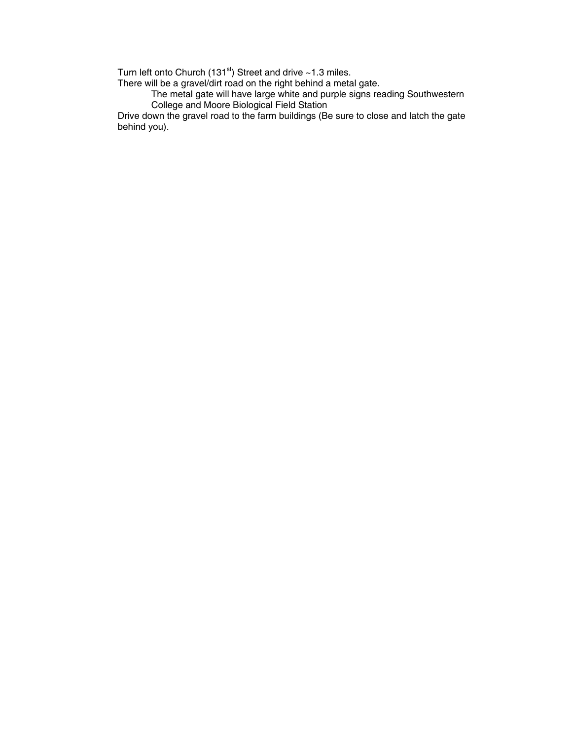Turn left onto Church (131$^{st}$) Street and drive ~1.3 miles.
There will be a gravel/dirt road on the right behind a metal gate.

> The metal gate will have large white and purple signs reading Southwestern College and Moore Biological Field Station

Drive down the gravel road to the farm buildings (Be sure to close and latch the gate behind you).